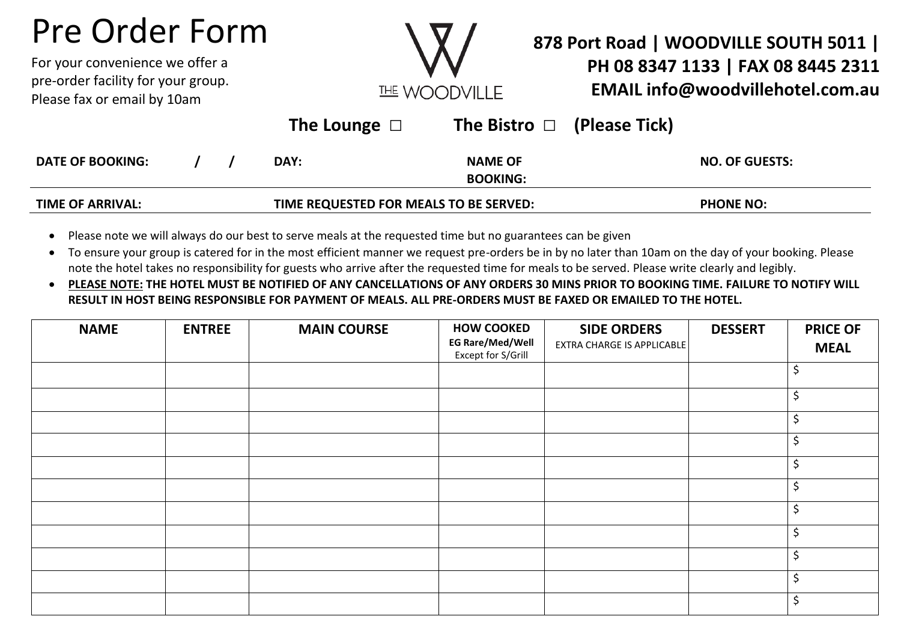# Pre Order Form

For your convenience we offer a pre-order facility for your group. Please fax or email by 10am

THE WOODVILLE

**878 Port Road | WOODVILLE SOUTH 5011 | PH 08 8347 1133 | FAX 08 8445 2311 EMAIL info@woodvillehotel.com.au**

**The Lounge □ The Bistro □ (Please Tick)**

**DATE OF BOOKING:** / / **DAY:** **NAME OF BOOKING:** **NO. OF GUESTS:**

**TIME OF ARRIVAL:** **TIME REQUESTED FOR MEALS TO BE SERVED:** **PHONE NO:**

- Please note we will always do our best to serve meals at the requested time but no guarantees can be given
- To ensure your group is catered for in the most efficient manner we request pre-orders be in by no later than 10am on the day of your booking. Please note the hotel takes no responsibility for guests who arrive after the requested time for meals to be served. Please write clearly and legibly.
- **<u>PLEASE NOTE:</u> THE HOTEL MUST BE NOTIFIED OF ANY CANCELLATIONS OF ANY ORDERS 30 MINS PRIOR TO BOOKING TIME. FAILURE TO NOTIFY WILL RESULT IN HOST BEING RESPONSIBLE FOR PAYMENT OF MEALS. ALL PRE-ORDERS MUST BE FAXED OR EMAILED TO THE HOTEL.**

| NAME | ENTREE | MAIN COURSE | HOW COOKED EG Rare/Med/Well Except for S/Grill | SIDE ORDERS EXTRA CHARGE IS APPLICABLE | DESSERT | PRICE OF MEAL |
|---|---|---|---|---|---|---|
| | | | | | | $ |
| | | | | | | $ |
| | | | | | | $ |
| | | | | | | $ |
| | | | | | | $ |
| | | | | | | $ |
| | | | | | | $ |
| | | | | | | $ |
| | | | | | | $ |
| | | | | | | $ |
| | | | | | | $ |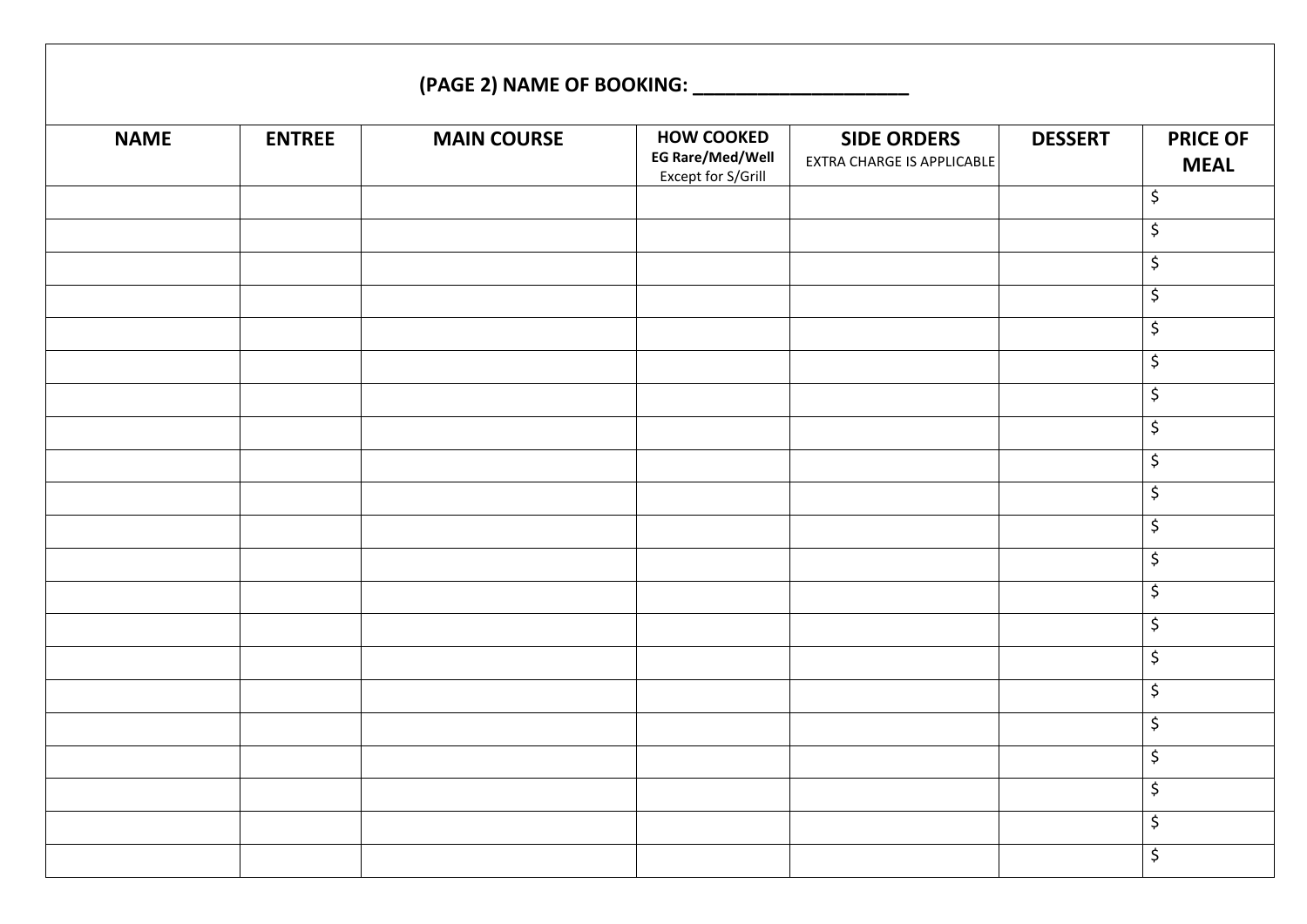**(PAGE 2) NAME OF BOOKING: ____________________**

| NAME | ENTREE | MAIN COURSE | HOW COOKED EG Rare/Med/Well Except for S/Grill | SIDE ORDERS EXTRA CHARGE IS APPLICABLE | DESSERT | PRICE OF MEAL |
|---|---|---|---|---|---|---|
| | | | | | | $ |
| | | | | | | $ |
| | | | | | | $ |
| | | | | | | $ |
| | | | | | | $ |
| | | | | | | $ |
| | | | | | | $ |
| | | | | | | $ |
| | | | | | | $ |
| | | | | | | $ |
| | | | | | | $ |
| | | | | | | $ |
| | | | | | | $ |
| | | | | | | $ |
| | | | | | | $ |
| | | | | | | $ |
| | | | | | | $ |
| | | | | | | $ |
| | | | | | | $ |
| | | | | | | $ |
| | | | | | | $ |